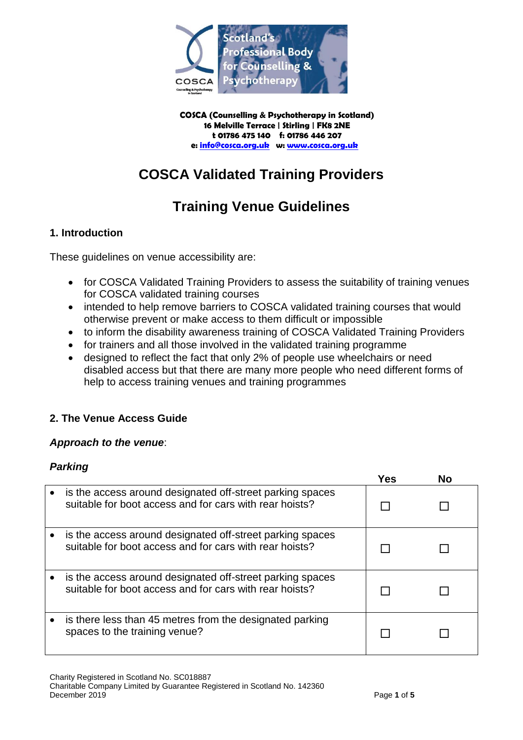COSCA (Counselling & Psychotherapy in Scotland)
16 Melville Terrace | Stirling | FK8 2NE
t 01786 475 140 f: 01786 446 207
e: info@cosca.org.uk w: www.cosca.org.uk

# COSCA Validated Training Providers

# Training Venue Guidelines

## 1. Introduction

These guidelines on venue accessibility are:

- for COSCA Validated Training Providers to assess the suitability of training venues for COSCA validated training courses
- intended to help remove barriers to COSCA validated training courses that would otherwise prevent or make access to them difficult or impossible
- to inform the disability awareness training of COSCA Validated Training Providers
- for trainers and all those involved in the validated training programme
- designed to reflect the fact that only 2% of people use wheelchairs or need disabled access but that there are many more people who need different forms of help to access training venues and training programmes

## 2. The Venue Access Guide

***Approach to the venue***:

***Parking***

| | Yes | No |
|---|---|---|
| • is the access around designated off-street parking spaces suitable for boot access and for cars with rear hoists? | ☐ | ☐ |
| • is the access around designated off-street parking spaces suitable for boot access and for cars with rear hoists? | ☐ | ☐ |
| • is the access around designated off-street parking spaces suitable for boot access and for cars with rear hoists? | ☐ | ☐ |
| • is there less than 45 metres from the designated parking spaces to the training venue? | ☐ | ☐ |

Charity Registered in Scotland No. SC018887
Charitable Company Limited by Guarantee Registered in Scotland No. 142360
December 2019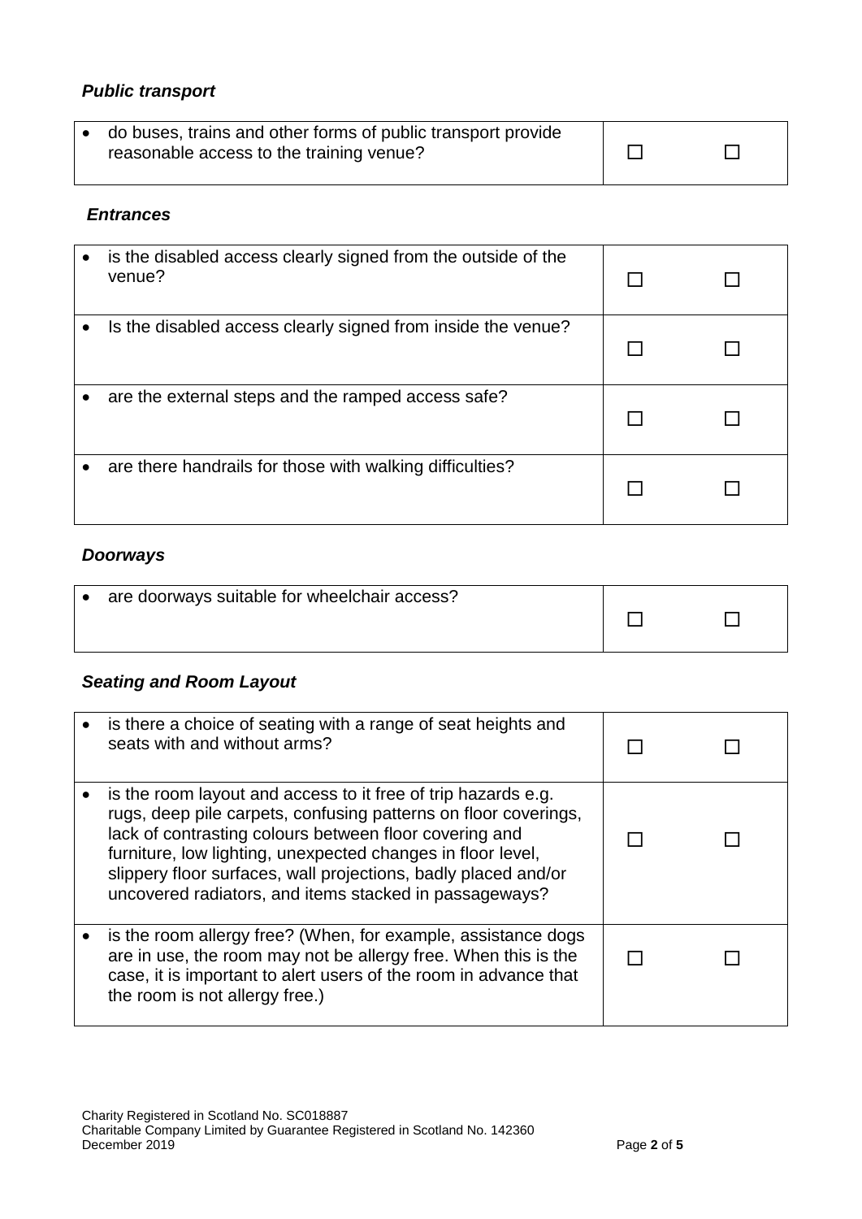### *Public transport*

| | | |
|---|---|---|
| • do buses, trains and other forms of public transport provide reasonable access to the training venue? | ☐ | ☐ |

### *Entrances*

| | | |
|---|---|---|
| • is the disabled access clearly signed from the outside of the venue? | ☐ | ☐ |
| • Is the disabled access clearly signed from inside the venue? | ☐ | ☐ |
| • are the external steps and the ramped access safe? | ☐ | ☐ |
| • are there handrails for those with walking difficulties? | ☐ | ☐ |

### *Doorways*

| | | |
|---|---|---|
| • are doorways suitable for wheelchair access? | ☐ | ☐ |

### *Seating and Room Layout*

| | | |
|---|---|---|
| • is there a choice of seating with a range of seat heights and seats with and without arms? | ☐ | ☐ |
| • is the room layout and access to it free of trip hazards e.g. rugs, deep pile carpets, confusing patterns on floor coverings, lack of contrasting colours between floor covering and furniture, low lighting, unexpected changes in floor level, slippery floor surfaces, wall projections, badly placed and/or uncovered radiators, and items stacked in passageways? | ☐ | ☐ |
| • is the room allergy free? (When, for example, assistance dogs are in use, the room may not be allergy free. When this is the case, it is important to alert users of the room in advance that the room is not allergy free.) | ☐ | ☐ |

Charity Registered in Scotland No. SC018887
Charitable Company Limited by Guarantee Registered in Scotland No. 142360
December 2019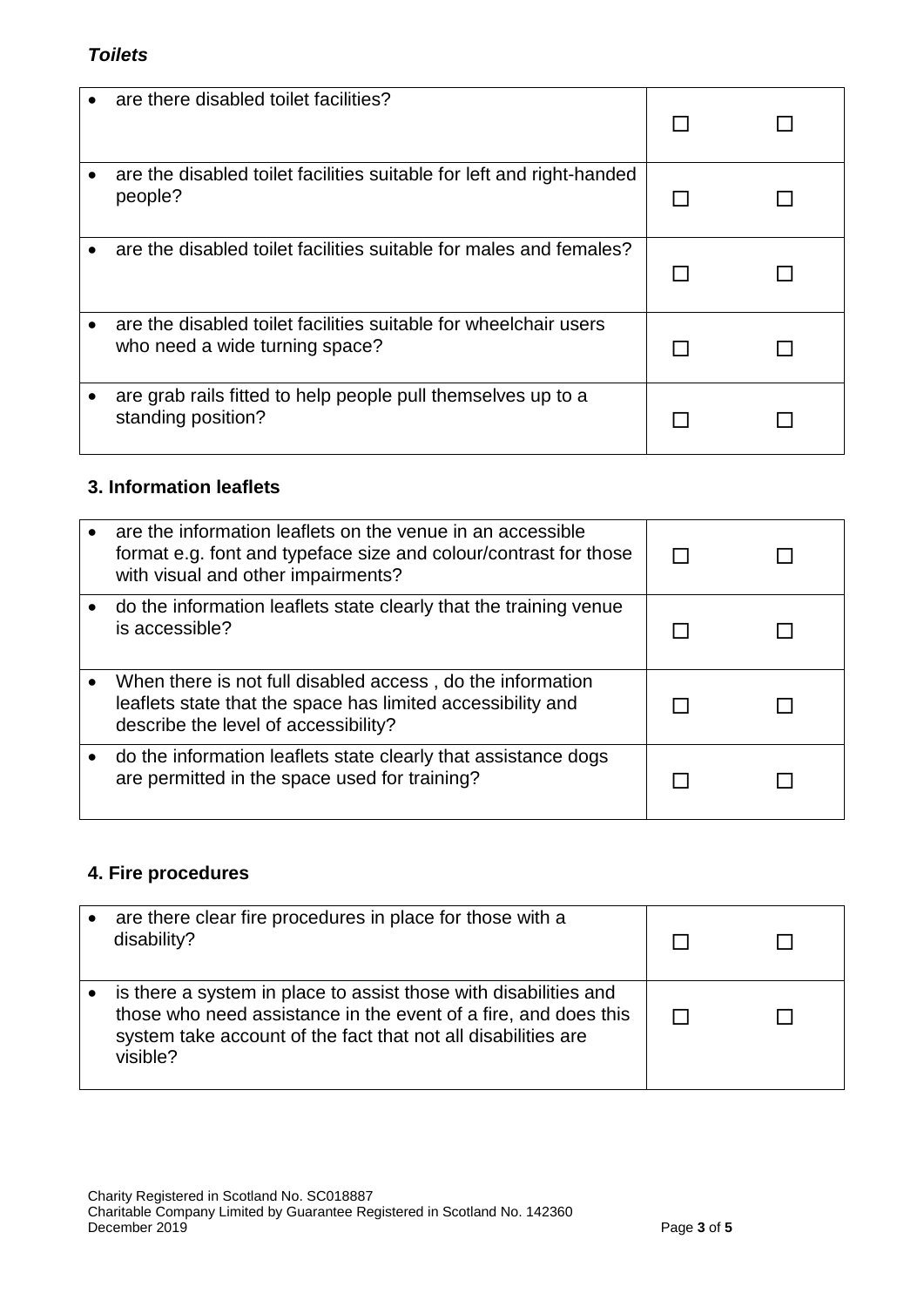### *Toilets*

| Question | | |
|---|---|---|
| • are there disabled toilet facilities? | ☐ | ☐ |
| • are the disabled toilet facilities suitable for left and right-handed people? | ☐ | ☐ |
| • are the disabled toilet facilities suitable for males and females? | ☐ | ☐ |
| • are the disabled toilet facilities suitable for wheelchair users who need a wide turning space? | ☐ | ☐ |
| • are grab rails fitted to help people pull themselves up to a standing position? | ☐ | ☐ |

### 3. Information leaflets

| Question | | |
|---|---|---|
| • are the information leaflets on the venue in an accessible format e.g. font and typeface size and colour/contrast for those with visual and other impairments? | ☐ | ☐ |
| • do the information leaflets state clearly that the training venue is accessible? | ☐ | ☐ |
| • When there is not full disabled access , do the information leaflets state that the space has limited accessibility and describe the level of accessibility? | ☐ | ☐ |
| • do the information leaflets state clearly that assistance dogs are permitted in the space used for training? | ☐ | ☐ |

### 4. Fire procedures

| Question | | |
|---|---|---|
| • are there clear fire procedures in place for those with a disability? | ☐ | ☐ |
| • is there a system in place to assist those with disabilities and those who need assistance in the event of a fire, and does this system take account of the fact that not all disabilities are visible? | ☐ | ☐ |

Charity Registered in Scotland No. SC018887
Charitable Company Limited by Guarantee Registered in Scotland No. 142360
December 2019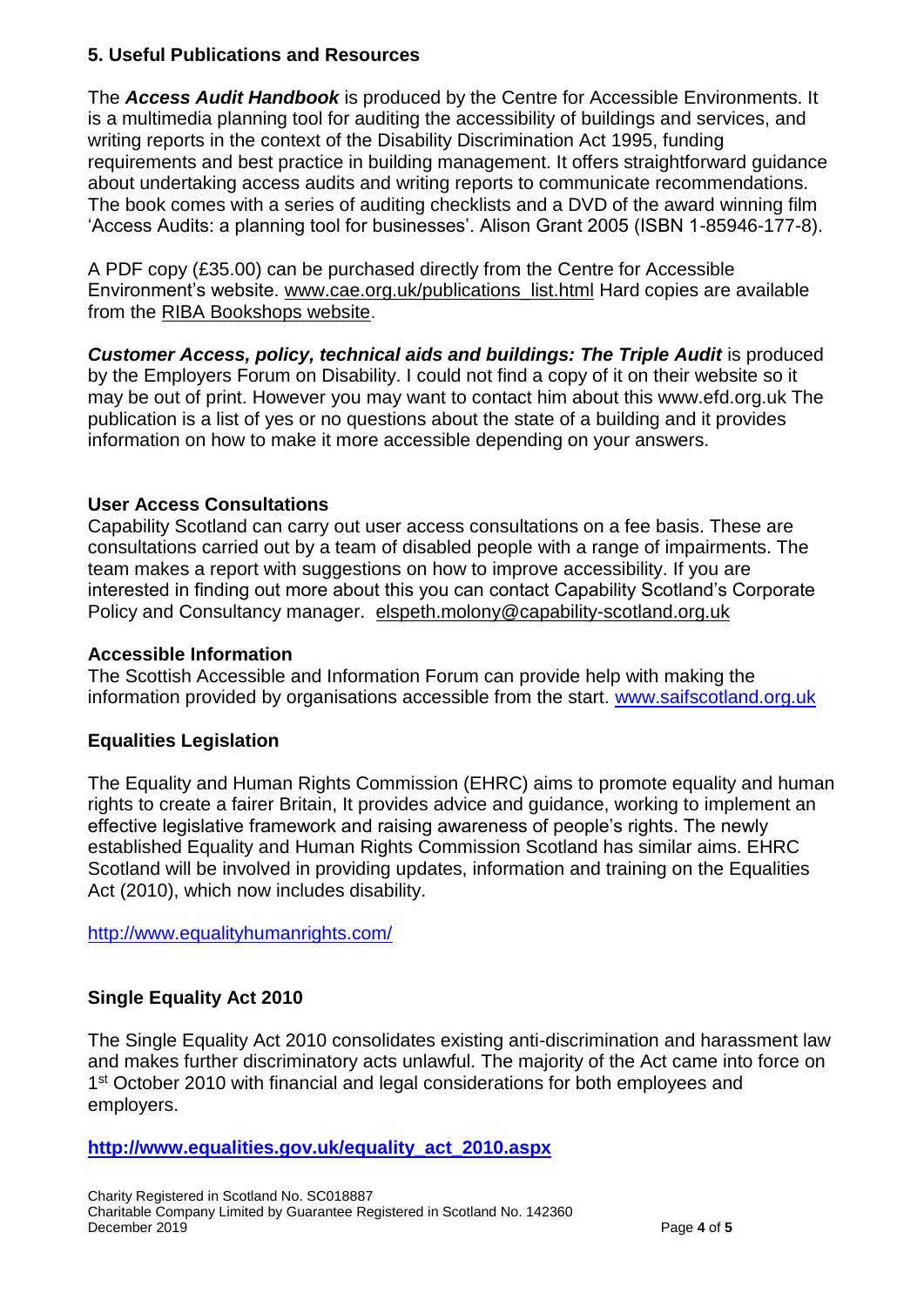## 5. Useful Publications and Resources

The ***Access Audit Handbook*** is produced by the Centre for Accessible Environments. It is a multimedia planning tool for auditing the accessibility of buildings and services, and writing reports in the context of the Disability Discrimination Act 1995, funding requirements and best practice in building management. It offers straightforward guidance about undertaking access audits and writing reports to communicate recommendations. The book comes with a series of auditing checklists and a DVD of the award winning film 'Access Audits: a planning tool for businesses'. Alison Grant 2005 (ISBN 1-85946-177-8).

A PDF copy (£35.00) can be purchased directly from the Centre for Accessible Environment's website. www.cae.org.uk/publications_list.html Hard copies are available from the RIBA Bookshops website.

***Customer Access, policy, technical aids and buildings: The Triple Audit*** is produced by the Employers Forum on Disability. I could not find a copy of it on their website so it may be out of print. However you may want to contact him about this www.efd.org.uk The publication is a list of yes or no questions about the state of a building and it provides information on how to make it more accessible depending on your answers.

### User Access Consultations

Capability Scotland can carry out user access consultations on a fee basis. These are consultations carried out by a team of disabled people with a range of impairments. The team makes a report with suggestions on how to improve accessibility. If you are interested in finding out more about this you can contact Capability Scotland's Corporate Policy and Consultancy manager. elspeth.molony@capability-scotland.org.uk

### Accessible Information

The Scottish Accessible and Information Forum can provide help with making the information provided by organisations accessible from the start. www.saifscotland.org.uk

### Equalities Legislation

The Equality and Human Rights Commission (EHRC) aims to promote equality and human rights to create a fairer Britain, It provides advice and guidance, working to implement an effective legislative framework and raising awareness of people's rights. The newly established Equality and Human Rights Commission Scotland has similar aims. EHRC Scotland will be involved in providing updates, information and training on the Equalities Act (2010), which now includes disability.

http://www.equalityhumanrights.com/

### Single Equality Act 2010

The Single Equality Act 2010 consolidates existing anti-discrimination and harassment law and makes further discriminatory acts unlawful. The majority of the Act came into force on 1st October 2010 with financial and legal considerations for both employees and employers.

**http://www.equalities.gov.uk/equality_act_2010.aspx**

Charity Registered in Scotland No. SC018887
Charitable Company Limited by Guarantee Registered in Scotland No. 142360
December 2019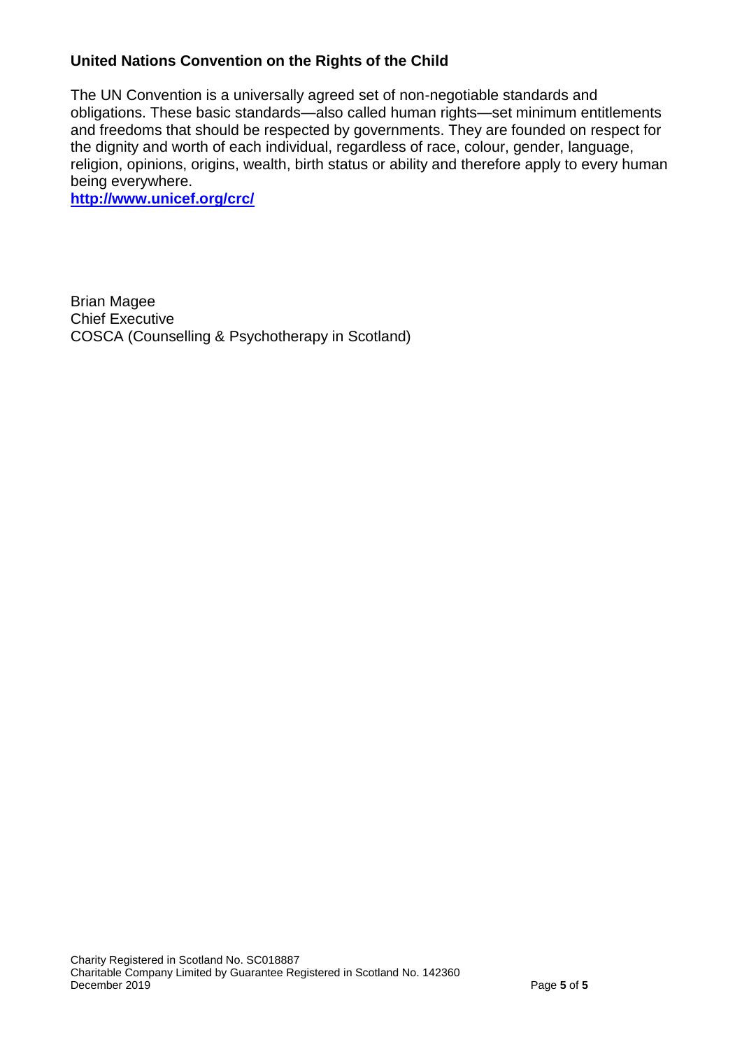**United Nations Convention on the Rights of the Child**

The UN Convention is a universally agreed set of non-negotiable standards and obligations. These basic standards—also called human rights—set minimum entitlements and freedoms that should be respected by governments. They are founded on respect for the dignity and worth of each individual, regardless of race, colour, gender, language, religion, opinions, origins, wealth, birth status or ability and therefore apply to every human being everywhere.
**http://www.unicef.org/crc/**

Brian Magee
Chief Executive
COSCA (Counselling & Psychotherapy in Scotland)

Charity Registered in Scotland No. SC018887
Charitable Company Limited by Guarantee Registered in Scotland No. 142360
December 2019